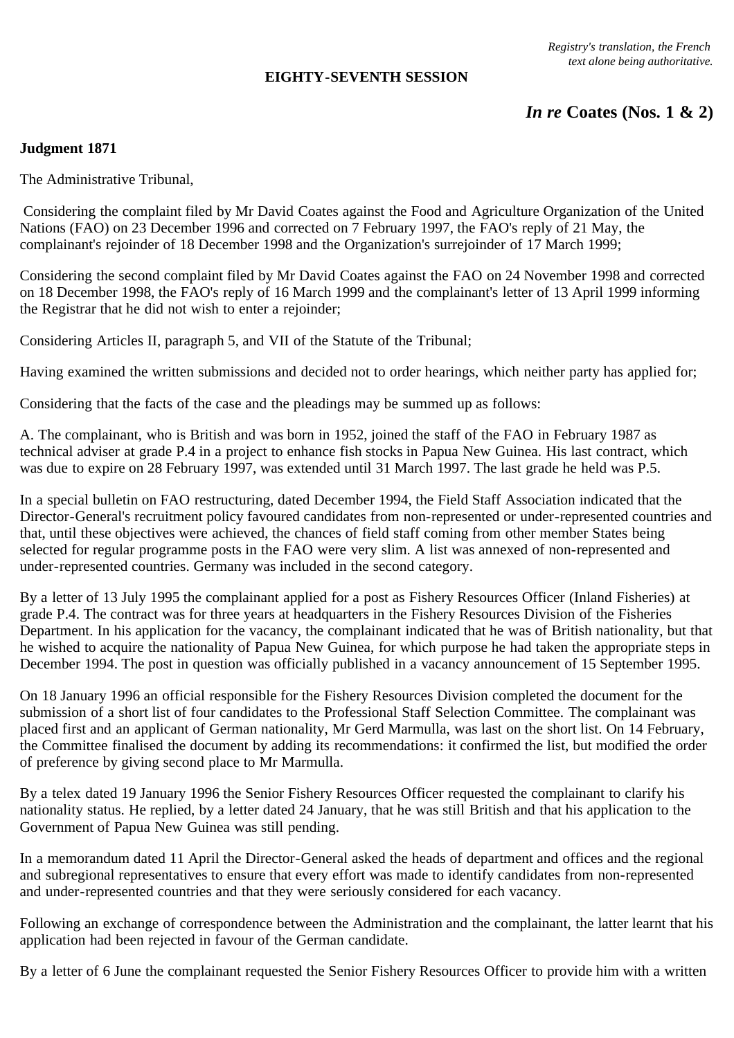*Registry's translation, the French text alone being authoritative.*

**EIGHTY-SEVENTH SESSION**

## *In re* Coates (Nos. 1 & 2)

**Judgment 1871**

The Administrative Tribunal,

Considering the complaint filed by Mr David Coates against the Food and Agriculture Organization of the United Nations (FAO) on 23 December 1996 and corrected on 7 February 1997, the FAO's reply of 21 May, the complainant's rejoinder of 18 December 1998 and the Organization's surrejoinder of 17 March 1999;

Considering the second complaint filed by Mr David Coates against the FAO on 24 November 1998 and corrected on 18 December 1998, the FAO's reply of 16 March 1999 and the complainant's letter of 13 April 1999 informing the Registrar that he did not wish to enter a rejoinder;

Considering Articles II, paragraph 5, and VII of the Statute of the Tribunal;

Having examined the written submissions and decided not to order hearings, which neither party has applied for;

Considering that the facts of the case and the pleadings may be summed up as follows:

A. The complainant, who is British and was born in 1952, joined the staff of the FAO in February 1987 as technical adviser at grade P.4 in a project to enhance fish stocks in Papua New Guinea. His last contract, which was due to expire on 28 February 1997, was extended until 31 March 1997. The last grade he held was P.5.

In a special bulletin on FAO restructuring, dated December 1994, the Field Staff Association indicated that the Director-General's recruitment policy favoured candidates from non-represented or under-represented countries and that, until these objectives were achieved, the chances of field staff coming from other member States being selected for regular programme posts in the FAO were very slim. A list was annexed of non-represented and under-represented countries. Germany was included in the second category.

By a letter of 13 July 1995 the complainant applied for a post as Fishery Resources Officer (Inland Fisheries) at grade P.4. The contract was for three years at headquarters in the Fishery Resources Division of the Fisheries Department. In his application for the vacancy, the complainant indicated that he was of British nationality, but that he wished to acquire the nationality of Papua New Guinea, for which purpose he had taken the appropriate steps in December 1994. The post in question was officially published in a vacancy announcement of 15 September 1995.

On 18 January 1996 an official responsible for the Fishery Resources Division completed the document for the submission of a short list of four candidates to the Professional Staff Selection Committee. The complainant was placed first and an applicant of German nationality, Mr Gerd Marmulla, was last on the short list. On 14 February, the Committee finalised the document by adding its recommendations: it confirmed the list, but modified the order of preference by giving second place to Mr Marmulla.

By a telex dated 19 January 1996 the Senior Fishery Resources Officer requested the complainant to clarify his nationality status. He replied, by a letter dated 24 January, that he was still British and that his application to the Government of Papua New Guinea was still pending.

In a memorandum dated 11 April the Director-General asked the heads of department and offices and the regional and subregional representatives to ensure that every effort was made to identify candidates from non-represented and under-represented countries and that they were seriously considered for each vacancy.

Following an exchange of correspondence between the Administration and the complainant, the latter learnt that his application had been rejected in favour of the German candidate.

By a letter of 6 June the complainant requested the Senior Fishery Resources Officer to provide him with a written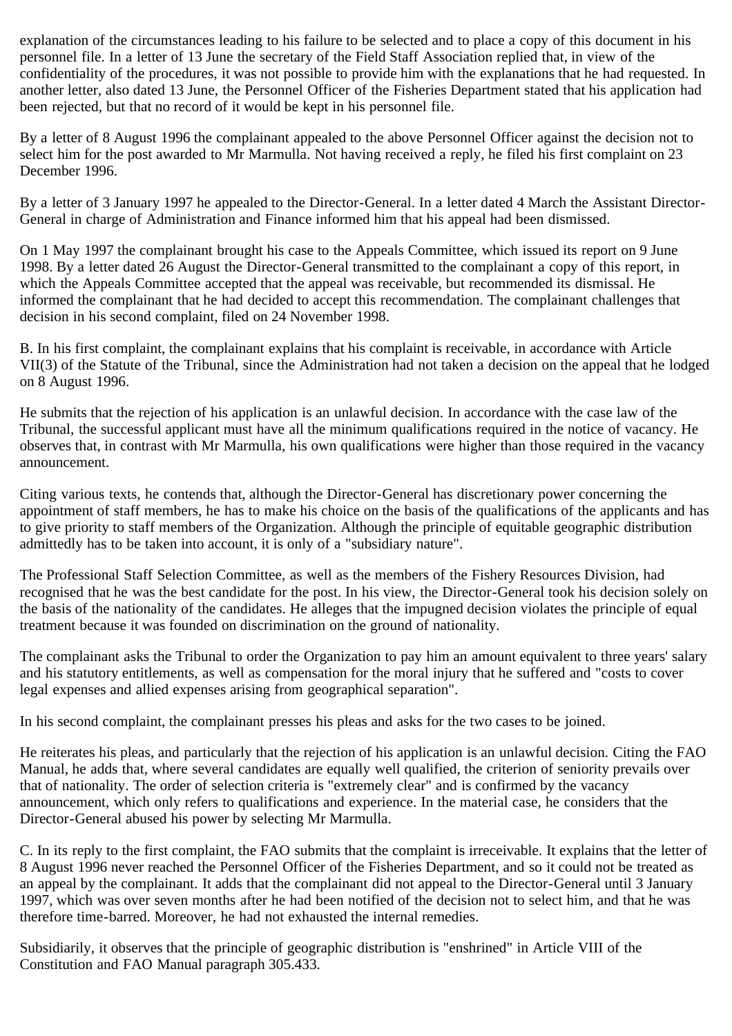explanation of the circumstances leading to his failure to be selected and to place a copy of this document in his personnel file. In a letter of 13 June the secretary of the Field Staff Association replied that, in view of the confidentiality of the procedures, it was not possible to provide him with the explanations that he had requested. In another letter, also dated 13 June, the Personnel Officer of the Fisheries Department stated that his application had been rejected, but that no record of it would be kept in his personnel file.

By a letter of 8 August 1996 the complainant appealed to the above Personnel Officer against the decision not to select him for the post awarded to Mr Marmulla. Not having received a reply, he filed his first complaint on 23 December 1996.

By a letter of 3 January 1997 he appealed to the Director-General. In a letter dated 4 March the Assistant Director-General in charge of Administration and Finance informed him that his appeal had been dismissed.

On 1 May 1997 the complainant brought his case to the Appeals Committee, which issued its report on 9 June 1998. By a letter dated 26 August the Director-General transmitted to the complainant a copy of this report, in which the Appeals Committee accepted that the appeal was receivable, but recommended its dismissal. He informed the complainant that he had decided to accept this recommendation. The complainant challenges that decision in his second complaint, filed on 24 November 1998.

B. In his first complaint, the complainant explains that his complaint is receivable, in accordance with Article VII(3) of the Statute of the Tribunal, since the Administration had not taken a decision on the appeal that he lodged on 8 August 1996.

He submits that the rejection of his application is an unlawful decision. In accordance with the case law of the Tribunal, the successful applicant must have all the minimum qualifications required in the notice of vacancy. He observes that, in contrast with Mr Marmulla, his own qualifications were higher than those required in the vacancy announcement.

Citing various texts, he contends that, although the Director-General has discretionary power concerning the appointment of staff members, he has to make his choice on the basis of the qualifications of the applicants and has to give priority to staff members of the Organization. Although the principle of equitable geographic distribution admittedly has to be taken into account, it is only of a "subsidiary nature".

The Professional Staff Selection Committee, as well as the members of the Fishery Resources Division, had recognised that he was the best candidate for the post. In his view, the Director-General took his decision solely on the basis of the nationality of the candidates. He alleges that the impugned decision violates the principle of equal treatment because it was founded on discrimination on the ground of nationality.

The complainant asks the Tribunal to order the Organization to pay him an amount equivalent to three years' salary and his statutory entitlements, as well as compensation for the moral injury that he suffered and "costs to cover legal expenses and allied expenses arising from geographical separation".

In his second complaint, the complainant presses his pleas and asks for the two cases to be joined.

He reiterates his pleas, and particularly that the rejection of his application is an unlawful decision. Citing the FAO Manual, he adds that, where several candidates are equally well qualified, the criterion of seniority prevails over that of nationality. The order of selection criteria is "extremely clear" and is confirmed by the vacancy announcement, which only refers to qualifications and experience. In the material case, he considers that the Director-General abused his power by selecting Mr Marmulla.

C. In its reply to the first complaint, the FAO submits that the complaint is irreceivable. It explains that the letter of 8 August 1996 never reached the Personnel Officer of the Fisheries Department, and so it could not be treated as an appeal by the complainant. It adds that the complainant did not appeal to the Director-General until 3 January 1997, which was over seven months after he had been notified of the decision not to select him, and that he was therefore time-barred. Moreover, he had not exhausted the internal remedies.

Subsidiarily, it observes that the principle of geographic distribution is "enshrined" in Article VIII of the Constitution and FAO Manual paragraph 305.433.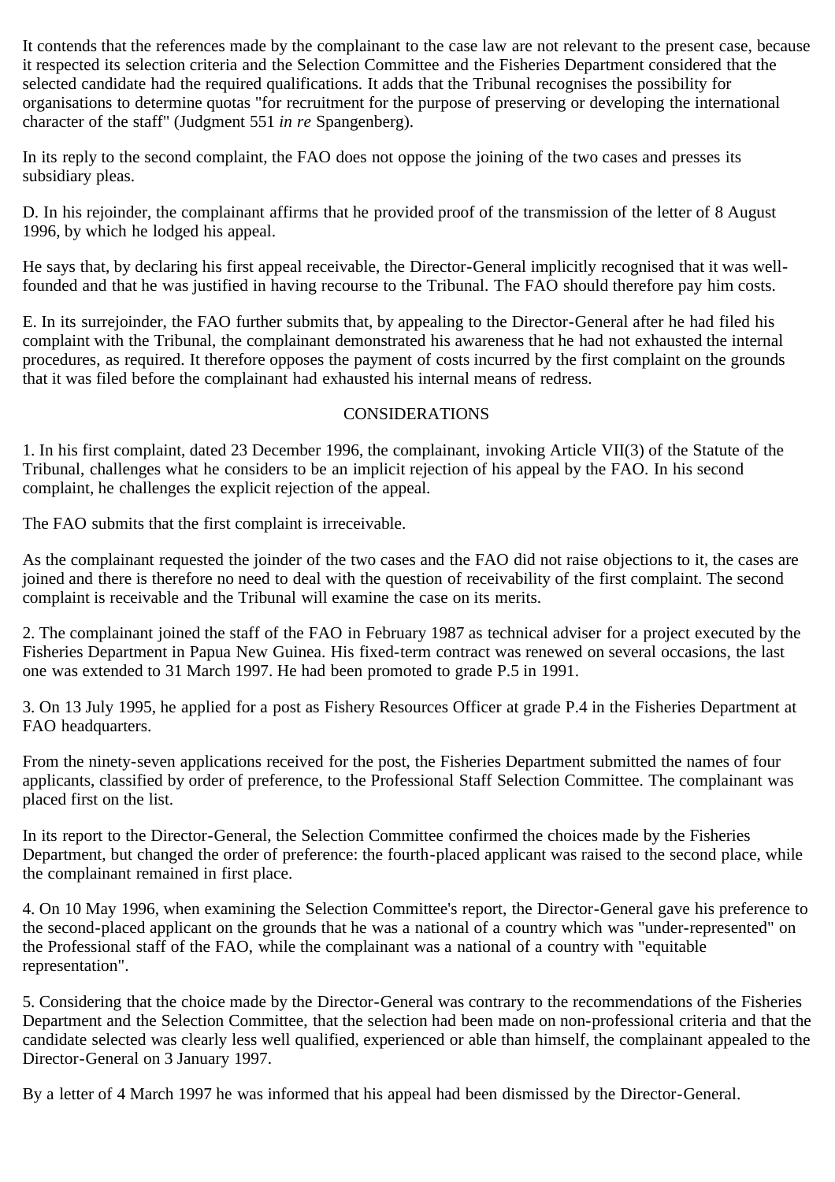It contends that the references made by the complainant to the case law are not relevant to the present case, because it respected its selection criteria and the Selection Committee and the Fisheries Department considered that the selected candidate had the required qualifications. It adds that the Tribunal recognises the possibility for organisations to determine quotas "for recruitment for the purpose of preserving or developing the international character of the staff" (Judgment 551 *in re* Spangenberg).

In its reply to the second complaint, the FAO does not oppose the joining of the two cases and presses its subsidiary pleas.

D. In his rejoinder, the complainant affirms that he provided proof of the transmission of the letter of 8 August 1996, by which he lodged his appeal.

He says that, by declaring his first appeal receivable, the Director-General implicitly recognised that it was well-founded and that he was justified in having recourse to the Tribunal. The FAO should therefore pay him costs.

E. In its surrejoinder, the FAO further submits that, by appealing to the Director-General after he had filed his complaint with the Tribunal, the complainant demonstrated his awareness that he had not exhausted the internal procedures, as required. It therefore opposes the payment of costs incurred by the first complaint on the grounds that it was filed before the complainant had exhausted his internal means of redress.

## CONSIDERATIONS

1. In his first complaint, dated 23 December 1996, the complainant, invoking Article VII(3) of the Statute of the Tribunal, challenges what he considers to be an implicit rejection of his appeal by the FAO. In his second complaint, he challenges the explicit rejection of the appeal.

The FAO submits that the first complaint is irreceivable.

As the complainant requested the joinder of the two cases and the FAO did not raise objections to it, the cases are joined and there is therefore no need to deal with the question of receivability of the first complaint. The second complaint is receivable and the Tribunal will examine the case on its merits.

2. The complainant joined the staff of the FAO in February 1987 as technical adviser for a project executed by the Fisheries Department in Papua New Guinea. His fixed-term contract was renewed on several occasions, the last one was extended to 31 March 1997. He had been promoted to grade P.5 in 1991.

3. On 13 July 1995, he applied for a post as Fishery Resources Officer at grade P.4 in the Fisheries Department at FAO headquarters.

From the ninety-seven applications received for the post, the Fisheries Department submitted the names of four applicants, classified by order of preference, to the Professional Staff Selection Committee. The complainant was placed first on the list.

In its report to the Director-General, the Selection Committee confirmed the choices made by the Fisheries Department, but changed the order of preference: the fourth-placed applicant was raised to the second place, while the complainant remained in first place.

4. On 10 May 1996, when examining the Selection Committee's report, the Director-General gave his preference to the second-placed applicant on the grounds that he was a national of a country which was "under-represented" on the Professional staff of the FAO, while the complainant was a national of a country with "equitable representation".

5. Considering that the choice made by the Director-General was contrary to the recommendations of the Fisheries Department and the Selection Committee, that the selection had been made on non-professional criteria and that the candidate selected was clearly less well qualified, experienced or able than himself, the complainant appealed to the Director-General on 3 January 1997.

By a letter of 4 March 1997 he was informed that his appeal had been dismissed by the Director-General.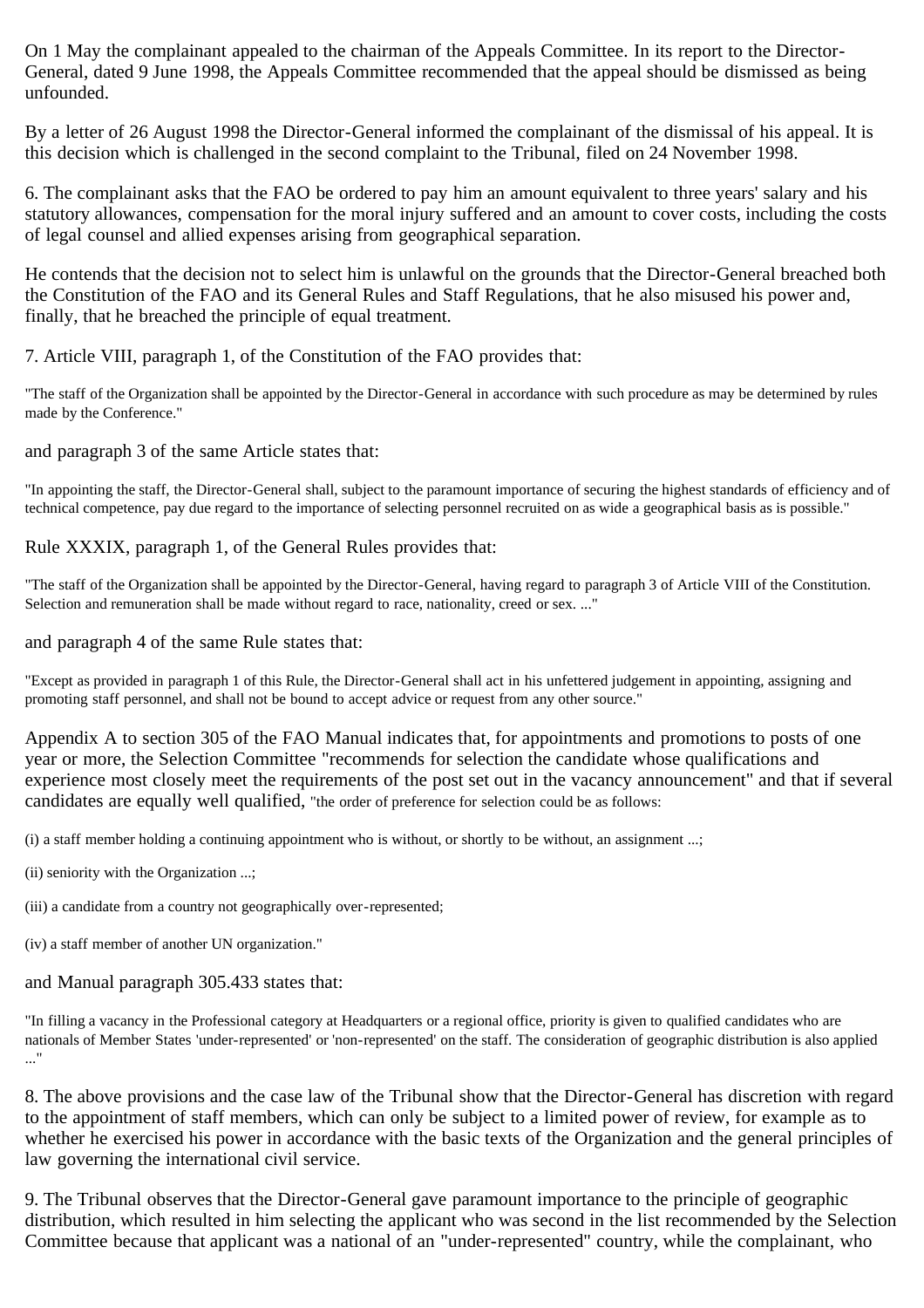On 1 May the complainant appealed to the chairman of the Appeals Committee. In its report to the Director-General, dated 9 June 1998, the Appeals Committee recommended that the appeal should be dismissed as being unfounded.

By a letter of 26 August 1998 the Director-General informed the complainant of the dismissal of his appeal. It is this decision which is challenged in the second complaint to the Tribunal, filed on 24 November 1998.

6. The complainant asks that the FAO be ordered to pay him an amount equivalent to three years' salary and his statutory allowances, compensation for the moral injury suffered and an amount to cover costs, including the costs of legal counsel and allied expenses arising from geographical separation.

He contends that the decision not to select him is unlawful on the grounds that the Director-General breached both the Constitution of the FAO and its General Rules and Staff Regulations, that he also misused his power and, finally, that he breached the principle of equal treatment.

7. Article VIII, paragraph 1, of the Constitution of the FAO provides that:

"The staff of the Organization shall be appointed by the Director-General in accordance with such procedure as may be determined by rules made by the Conference."

and paragraph 3 of the same Article states that:

"In appointing the staff, the Director-General shall, subject to the paramount importance of securing the highest standards of efficiency and of technical competence, pay due regard to the importance of selecting personnel recruited on as wide a geographical basis as is possible."

Rule XXXIX, paragraph 1, of the General Rules provides that:

"The staff of the Organization shall be appointed by the Director-General, having regard to paragraph 3 of Article VIII of the Constitution. Selection and remuneration shall be made without regard to race, nationality, creed or sex. ..."

and paragraph 4 of the same Rule states that:

"Except as provided in paragraph 1 of this Rule, the Director-General shall act in his unfettered judgement in appointing, assigning and promoting staff personnel, and shall not be bound to accept advice or request from any other source."

Appendix A to section 305 of the FAO Manual indicates that, for appointments and promotions to posts of one year or more, the Selection Committee "recommends for selection the candidate whose qualifications and experience most closely meet the requirements of the post set out in the vacancy announcement" and that if several candidates are equally well qualified, "the order of preference for selection could be as follows:

(i) a staff member holding a continuing appointment who is without, or shortly to be without, an assignment ...;

(ii) seniority with the Organization ...;

(iii) a candidate from a country not geographically over-represented;

(iv) a staff member of another UN organization."

and Manual paragraph 305.433 states that:

"In filling a vacancy in the Professional category at Headquarters or a regional office, priority is given to qualified candidates who are nationals of Member States 'under-represented' or 'non-represented' on the staff. The consideration of geographic distribution is also applied ..."

8. The above provisions and the case law of the Tribunal show that the Director-General has discretion with regard to the appointment of staff members, which can only be subject to a limited power of review, for example as to whether he exercised his power in accordance with the basic texts of the Organization and the general principles of law governing the international civil service.

9. The Tribunal observes that the Director-General gave paramount importance to the principle of geographic distribution, which resulted in him selecting the applicant who was second in the list recommended by the Selection Committee because that applicant was a national of an "under-represented" country, while the complainant, who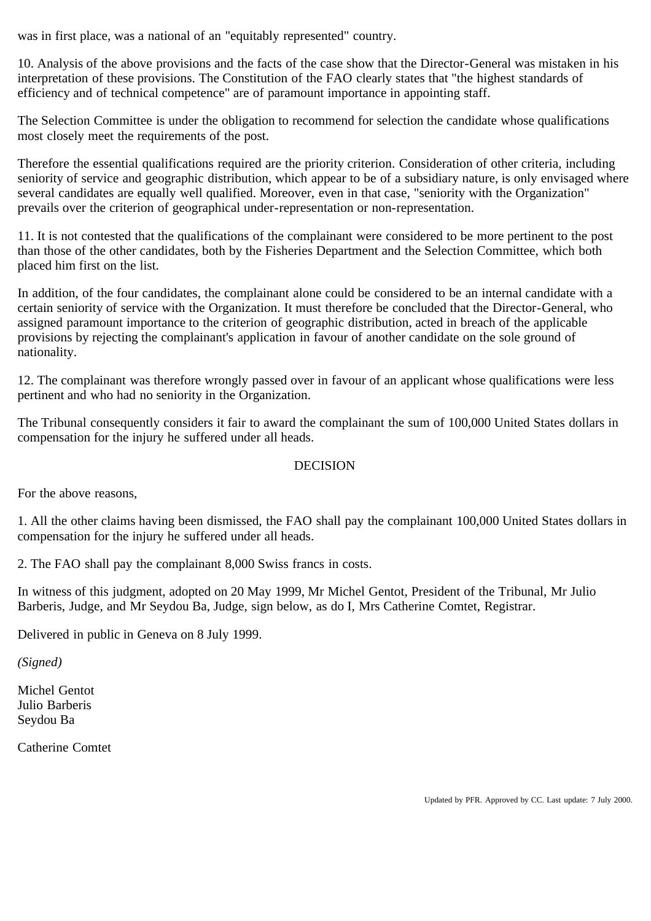was in first place, was a national of an "equitably represented" country.

10. Analysis of the above provisions and the facts of the case show that the Director-General was mistaken in his interpretation of these provisions. The Constitution of the FAO clearly states that "the highest standards of efficiency and of technical competence" are of paramount importance in appointing staff.

The Selection Committee is under the obligation to recommend for selection the candidate whose qualifications most closely meet the requirements of the post.

Therefore the essential qualifications required are the priority criterion. Consideration of other criteria, including seniority of service and geographic distribution, which appear to be of a subsidiary nature, is only envisaged where several candidates are equally well qualified. Moreover, even in that case, "seniority with the Organization" prevails over the criterion of geographical under-representation or non-representation.

11. It is not contested that the qualifications of the complainant were considered to be more pertinent to the post than those of the other candidates, both by the Fisheries Department and the Selection Committee, which both placed him first on the list.

In addition, of the four candidates, the complainant alone could be considered to be an internal candidate with a certain seniority of service with the Organization. It must therefore be concluded that the Director-General, who assigned paramount importance to the criterion of geographic distribution, acted in breach of the applicable provisions by rejecting the complainant's application in favour of another candidate on the sole ground of nationality.

12. The complainant was therefore wrongly passed over in favour of an applicant whose qualifications were less pertinent and who had no seniority in the Organization.

The Tribunal consequently considers it fair to award the complainant the sum of 100,000 United States dollars in compensation for the injury he suffered under all heads.

## DECISION

For the above reasons,

1. All the other claims having been dismissed, the FAO shall pay the complainant 100,000 United States dollars in compensation for the injury he suffered under all heads.

2. The FAO shall pay the complainant 8,000 Swiss francs in costs.

In witness of this judgment, adopted on 20 May 1999, Mr Michel Gentot, President of the Tribunal, Mr Julio Barberis, Judge, and Mr Seydou Ba, Judge, sign below, as do I, Mrs Catherine Comtet, Registrar.

Delivered in public in Geneva on 8 July 1999.

*(Signed)*

Michel Gentot
Julio Barberis
Seydou Ba

Catherine Comtet

Updated by PFR. Approved by CC. Last update: 7 July 2000.